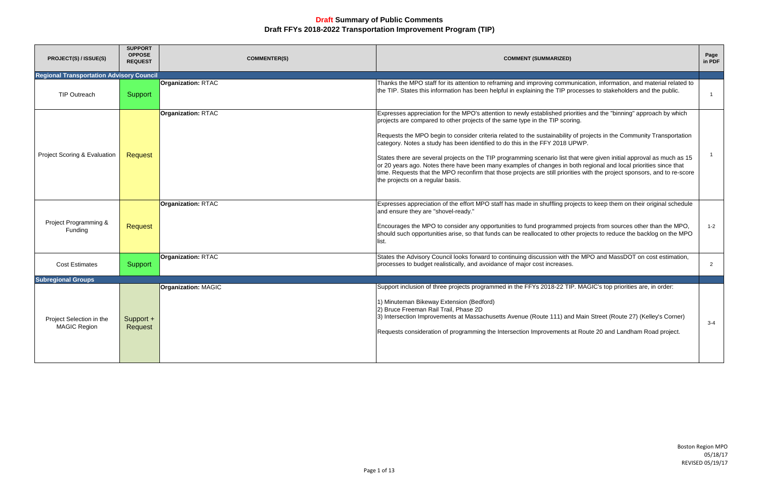# Draft Summary of Public Comments
## Draft FFYs 2018-2022 Transportation Improvement Program (TIP)

| PROJECT(S) / ISSUE(S) | SUPPORT OPPOSE REQUEST | COMMENTER(S) | COMMENT (SUMMARIZED) | Page in PDF |
|---|---|---|---|---|
| **Regional Transportation Advisory Council** | | | | |
| TIP Outreach | Support | **Organization:** RTAC | Thanks the MPO staff for its attention to reframing and improving communication, information, and material related to the TIP. States this information has been helpful in explaining the TIP processes to stakeholders and the public. | 1 |
| Project Scoring & Evaluation | Request | **Organization:** RTAC | Expresses appreciation for the MPO's attention to newly established priorities and the "binning" approach by which projects are compared to other projects of the same type in the TIP scoring.<br><br>Requests the MPO begin to consider criteria related to the sustainability of projects in the Community Transportation category. Notes a study has been identified to do this in the FFY 2018 UPWP.<br><br>States there are several projects on the TIP programming scenario list that were given initial approval as much as 15 or 20 years ago. Notes there have been many examples of changes in both regional and local priorities since that time. Requests that the MPO reconfirm that those projects are still priorities with the project sponsors, and to re-score the projects on a regular basis. | 1 |
| Project Programming & Funding | Request | **Organization:** RTAC | Expresses appreciation of the effort MPO staff has made in shuffling projects to keep them on their original schedule and ensure they are "shovel-ready."<br><br>Encourages the MPO to consider any opportunities to fund programmed projects from sources other than the MPO, should such opportunities arise, so that funds can be reallocated to other projects to reduce the backlog on the MPO list. | 1-2 |
| Cost Estimates | Support | **Organization:** RTAC | States the Advisory Council looks forward to continuing discussion with the MPO and MassDOT on cost estimation, processes to budget realistically, and avoidance of major cost increases. | 2 |
| **Subregional Groups** | | | | |
| Project Selection in the MAGIC Region | Support + Request | **Organization:** MAGIC | Support inclusion of three projects programmed in the FFYs 2018-22 TIP. MAGIC's top priorities are, in order:<br><br>1) Minuteman Bikeway Extension (Bedford)<br>2) Bruce Freeman Rail Trail, Phase 2D<br>3) Intersection Improvements at Massachusetts Avenue (Route 111) and Main Street (Route 27) (Kelley's Corner)<br><br>Requests consideration of programming the Intersection Improvements at Route 20 and Landham Road project. | 3-4 |

Boston Region MPO
05/18/17
REVISED 05/19/17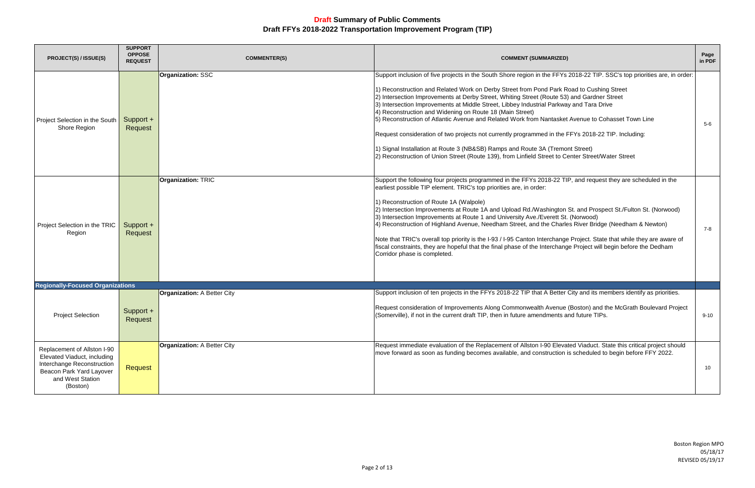# Draft Summary of Public Comments
## Draft FFYs 2018-2022 Transportation Improvement Program (TIP)

| PROJECT(S) / ISSUE(S) | SUPPORT OPPOSE REQUEST | COMMENTER(S) | COMMENT (SUMMARIZED) | Page in PDF |
|---|---|---|---|---|
| Project Selection in the South Shore Region | Support + Request | **Organization:** SSC | Support inclusion of five projects in the South Shore region in the FFYs 2018-22 TIP. SSC's top priorities are, in order:<br><br>1) Reconstruction and Related Work on Derby Street from Pond Park Road to Cushing Street<br>2) Intersection Improvements at Derby Street, Whiting Street (Route 53) and Gardner Street<br>3) Intersection Improvements at Middle Street, Libbey Industrial Parkway and Tara Drive<br>4) Reconstruction and Widening on Route 18 (Main Street)<br>5) Reconstruction of Atlantic Avenue and Related Work from Nantasket Avenue to Cohasset Town Line<br><br>Request consideration of two projects not currently programmed in the FFYs 2018-22 TIP. Including:<br><br>1) Signal Installation at Route 3 (NB&SB) Ramps and Route 3A (Tremont Street)<br>2) Reconstruction of Union Street (Route 139), from Linfield Street to Center Street/Water Street | 5-6 |
| Project Selection in the TRIC Region | Support + Request | **Organization:** TRIC | Support the following four projects programmed in the FFYs 2018-22 TIP, and request they are scheduled in the earliest possible TIP element. TRIC's top priorities are, in order:<br><br>1) Reconstruction of Route 1A (Walpole)<br>2) Intersection Improvements at Route 1A and Upload Rd./Washington St. and Prospect St./Fulton St. (Norwood)<br>3) Intersection Improvements at Route 1 and University Ave./Everett St. (Norwood)<br>4) Reconstruction of Highland Avenue, Needham Street, and the Charles River Bridge (Needham & Newton)<br><br>Note that TRIC's overall top priority is the I-93 / I-95 Canton Interchange Project. State that while they are aware of fiscal constraints, they are hopeful that the final phase of the Interchange Project will begin before the Dedham Corridor phase is completed. | 7-8 |
| **Regionally-Focused Organizations** | | | | |
| Project Selection | Support + Request | **Organization:** A Better City | Support inclusion of ten projects in the FFYs 2018-22 TIP that A Better City and its members identify as priorities.<br><br>Request consideration of Improvements Along Commonwealth Avenue (Boston) and the McGrath Boulevard Project (Somerville), if not in the current draft TIP, then in future amendments and future TIPs. | 9-10 |
| Replacement of Allston I-90 Elevated Viaduct, including Interchange Reconstruction Beacon Park Yard Layover and West Station (Boston) | Request | **Organization:** A Better City | Request immediate evaluation of the Replacement of Allston I-90 Elevated Viaduct. State this critical project should move forward as soon as funding becomes available, and construction is scheduled to begin before FFY 2022. | 10 |

Boston Region MPO
05/18/17
REVISED 05/19/17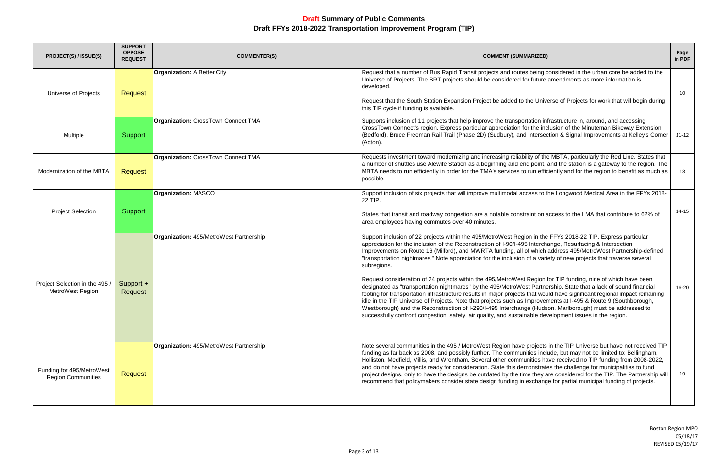# Draft Summary of Public Comments
## Draft FFYs 2018-2022 Transportation Improvement Program (TIP)

| PROJECT(S) / ISSUE(S) | SUPPORT OPPOSE REQUEST | COMMENTER(S) | COMMENT (SUMMARIZED) | Page in PDF |
|---|---|---|---|---|
| Universe of Projects | Request | **Organization:** A Better City | Request that a number of Bus Rapid Transit projects and routes being considered in the urban core be added to the Universe of Projects. The BRT projects should be considered for future amendments as more information is developed.<br><br>Request that the South Station Expansion Project be added to the Universe of Projects for work that will begin during this TIP cycle if funding is available. | 10 |
| Multiple | Support | **Organization:** CrossTown Connect TMA | Supports inclusion of 11 projects that help improve the transportation infrastructure in, around, and accessing CrossTown Connect's region. Express particular appreciation for the inclusion of the Minuteman Bikeway Extension (Bedford), Bruce Freeman Rail Trail (Phase 2D) (Sudbury), and Intersection & Signal Improvements at Kelley's Corner (Acton). | 11-12 |
| Modernization of the MBTA | Request | **Organization:** CrossTown Connect TMA | Requests investment toward modernizing and increasing reliability of the MBTA, particularly the Red Line. States that a number of shuttles use Alewife Station as a beginning and end point, and the station is a gateway to the region. The MBTA needs to run efficiently in order for the TMA's services to run efficiently and for the region to benefit as much as possible. | 13 |
| Project Selection | Support | **Organization:** MASCO | Support inclusion of six projects that will improve multimodal access to the Longwood Medical Area in the FFYs 2018-22 TIP.<br><br>States that transit and roadway congestion are a notable constraint on access to the LMA that contribute to 62% of area employees having commutes over 40 minutes. | 14-15 |
| Project Selection in the 495 / MetroWest Region | Support + Request | **Organization:** 495/MetroWest Partnership | Support inclusion of 22 projects within the 495/MetroWest Region in the FFYs 2018-22 TIP. Express particular appreciation for the inclusion of the Reconstruction of I-90/I-495 Interchange, Resurfacing & Intersection Improvements on Route 16 (Milford), and MWRTA funding, all of which address 495/MetroWest Partnership-defined "transportation nightmares." Note appreciation for the inclusion of a variety of new projects that traverse several subregions.<br><br>Request consideration of 24 projects within the 495/MetroWest Region for TIP funding, nine of which have been designated as "transportation nightmares" by the 495/MetroWest Partnership. State that a lack of sound financial footing for transportation infrastructure results in major projects that would have significant regional impact remaining idle in the TIP Universe of Projects. Note that projects such as Improvements at I-495 & Route 9 (Southborough, Westborough) and the Reconstruction of I-290/I-495 Interchange (Hudson, Marlborough) must be addressed to successfully confront congestion, safety, air quality, and sustainable development issues in the region. | 16-20 |
| Funding for 495/MetroWest Region Communities | Request | **Organization:** 495/MetroWest Partnership | Note several communities in the 495 / MetroWest Region have projects in the TIP Universe but have not received TIP funding as far back as 2008, and possibly further. The communities include, but may not be limited to: Bellingham, Holliston, Medfield, Millis, and Wrentham. Several other communities have received no TIP funding from 2008-2022, and do not have projects ready for consideration. State this demonstrates the challenge for municipalities to fund project designs, only to have the designs be outdated by the time they are considered for the TIP. The Partnership will recommend that policymakers consider state design funding in exchange for partial municipal funding of projects. | 19 |

Boston Region MPO
05/18/17
REVISED 05/19/17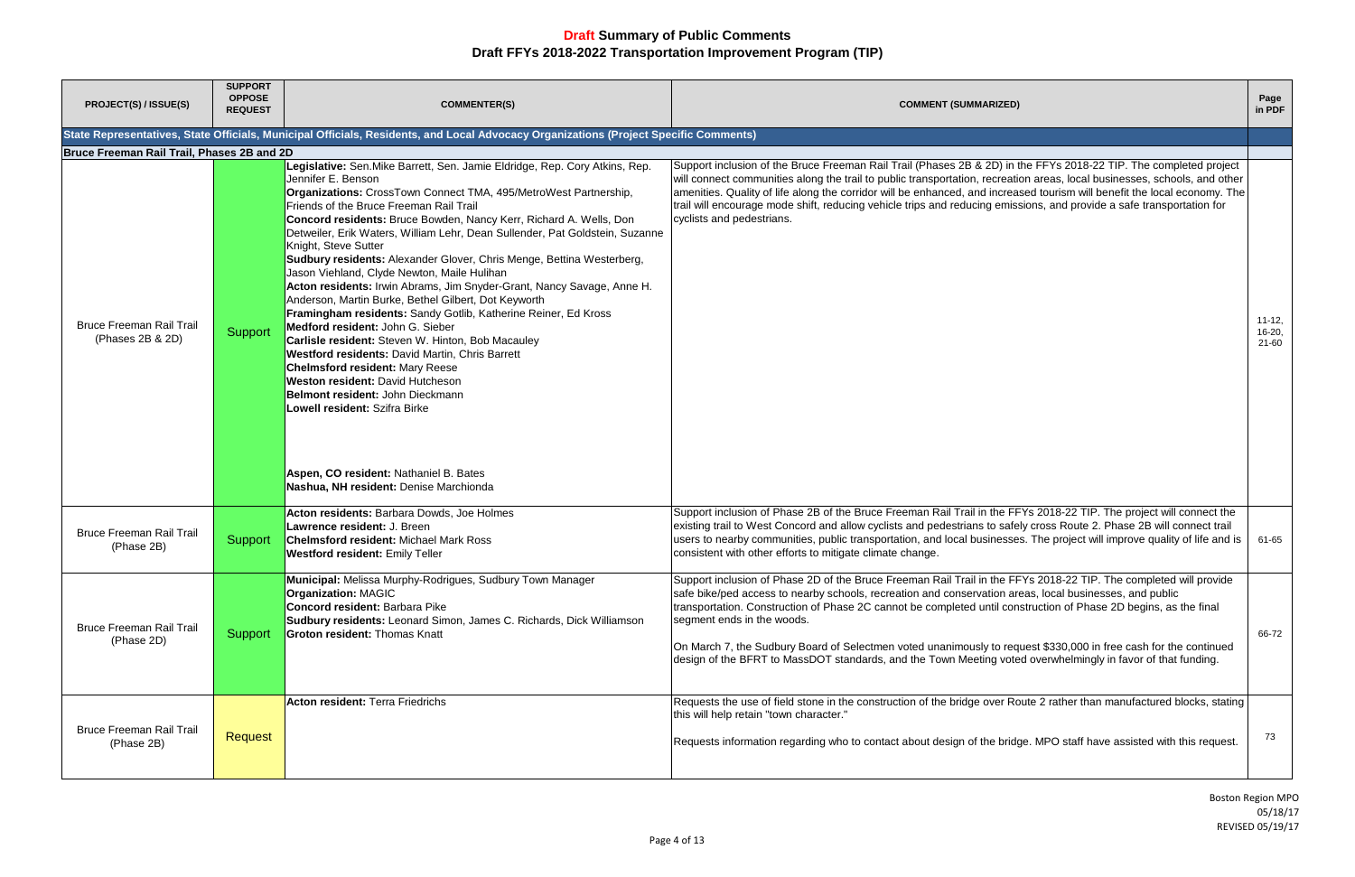# Draft Summary of Public Comments
## Draft FFYs 2018-2022 Transportation Improvement Program (TIP)

| PROJECT(S) / ISSUE(S) | SUPPORT OPPOSE REQUEST | COMMENTER(S) | COMMENT (SUMMARIZED) | Page in PDF |
|---|---|---|---|---|
| **State Representatives, State Officials, Municipal Officials, Residents, and Local Advocacy Organizations (Project Specific Comments)** | | | | |
| **Bruce Freeman Rail Trail, Phases 2B and 2D** | | | | |
| Bruce Freeman Rail Trail (Phases 2B & 2D) | Support | **Legislative:** Sen.Mike Barrett, Sen. Jamie Eldridge, Rep. Cory Atkins, Rep. Jennifer E. Benson<br>**Organizations:** CrossTown Connect TMA, 495/MetroWest Partnership, Friends of the Bruce Freeman Rail Trail<br>**Concord residents:** Bruce Bowden, Nancy Kerr, Richard A. Wells, Don Detweiler, Erik Waters, William Lehr, Dean Sullender, Pat Goldstein, Suzanne Knight, Steve Sutter<br>**Sudbury residents:** Alexander Glover, Chris Menge, Bettina Westerberg, Jason Viehland, Clyde Newton, Maile Hulihan<br>**Acton residents:** Irwin Abrams, Jim Snyder-Grant, Nancy Savage, Anne H. Anderson, Martin Burke, Bethel Gilbert, Dot Keyworth<br>**Framingham residents:** Sandy Gotlib, Katherine Reiner, Ed Kross<br>**Medford resident:** John G. Sieber<br>**Carlisle resident:** Steven W. Hinton, Bob Macauley<br>**Westford residents:** David Martin, Chris Barrett<br>**Chelmsford resident:** Mary Reese<br>**Weston resident:** David Hutcheson<br>**Belmont resident:** John Dieckmann<br>**Lowell resident:** Szifra Birke<br>**Aspen, CO resident:** Nathaniel B. Bates<br>**Nashua, NH resident:** Denise Marchionda | Support inclusion of the Bruce Freeman Rail Trail (Phases 2B & 2D) in the FFYs 2018-22 TIP. The completed project will connect communities along the trail to public transportation, recreation areas, local businesses, schools, and other amenities. Quality of life along the corridor will be enhanced, and increased tourism will benefit the local economy. The trail will encourage mode shift, reducing vehicle trips and reducing emissions, and provide a safe transportation for cyclists and pedestrians. | 11-12, 16-20, 21-60 |
| Bruce Freeman Rail Trail (Phase 2B) | Support | **Acton residents:** Barbara Dowds, Joe Holmes<br>**Lawrence resident:** J. Breen<br>**Chelmsford resident:** Michael Mark Ross<br>**Westford resident:** Emily Teller | Support inclusion of Phase 2B of the Bruce Freeman Rail Trail in the FFYs 2018-22 TIP. The project will connect the existing trail to West Concord and allow cyclists and pedestrians to safely cross Route 2. Phase 2B will connect trail users to nearby communities, public transportation, and local businesses. The project will improve quality of life and is consistent with other efforts to mitigate climate change. | 61-65 |
| Bruce Freeman Rail Trail (Phase 2D) | Support | **Municipal:** Melissa Murphy-Rodrigues, Sudbury Town Manager<br>**Organization:** MAGIC<br>**Concord resident:** Barbara Pike<br>**Sudbury residents:** Leonard Simon, James C. Richards, Dick Williamson<br>**Groton resident:** Thomas Knatt | Support inclusion of Phase 2D of the Bruce Freeman Rail Trail in the FFYs 2018-22 TIP. The completed will provide safe bike/ped access to nearby schools, recreation and conservation areas, local businesses, and public transportation. Construction of Phase 2C cannot be completed until construction of Phase 2D begins, as the final segment ends in the woods.<br><br>On March 7, the Sudbury Board of Selectmen voted unanimously to request $330,000 in free cash for the continued design of the BFRT to MassDOT standards, and the Town Meeting voted overwhelmingly in favor of that funding. | 66-72 |
| Bruce Freeman Rail Trail (Phase 2B) | Request | **Acton resident:** Terra Friedrichs | Requests the use of field stone in the construction of the bridge over Route 2 rather than manufactured blocks, stating this will help retain "town character."<br><br>Requests information regarding who to contact about design of the bridge. MPO staff have assisted with this request. | 73 |

Boston Region MPO
05/18/17
REVISED 05/19/17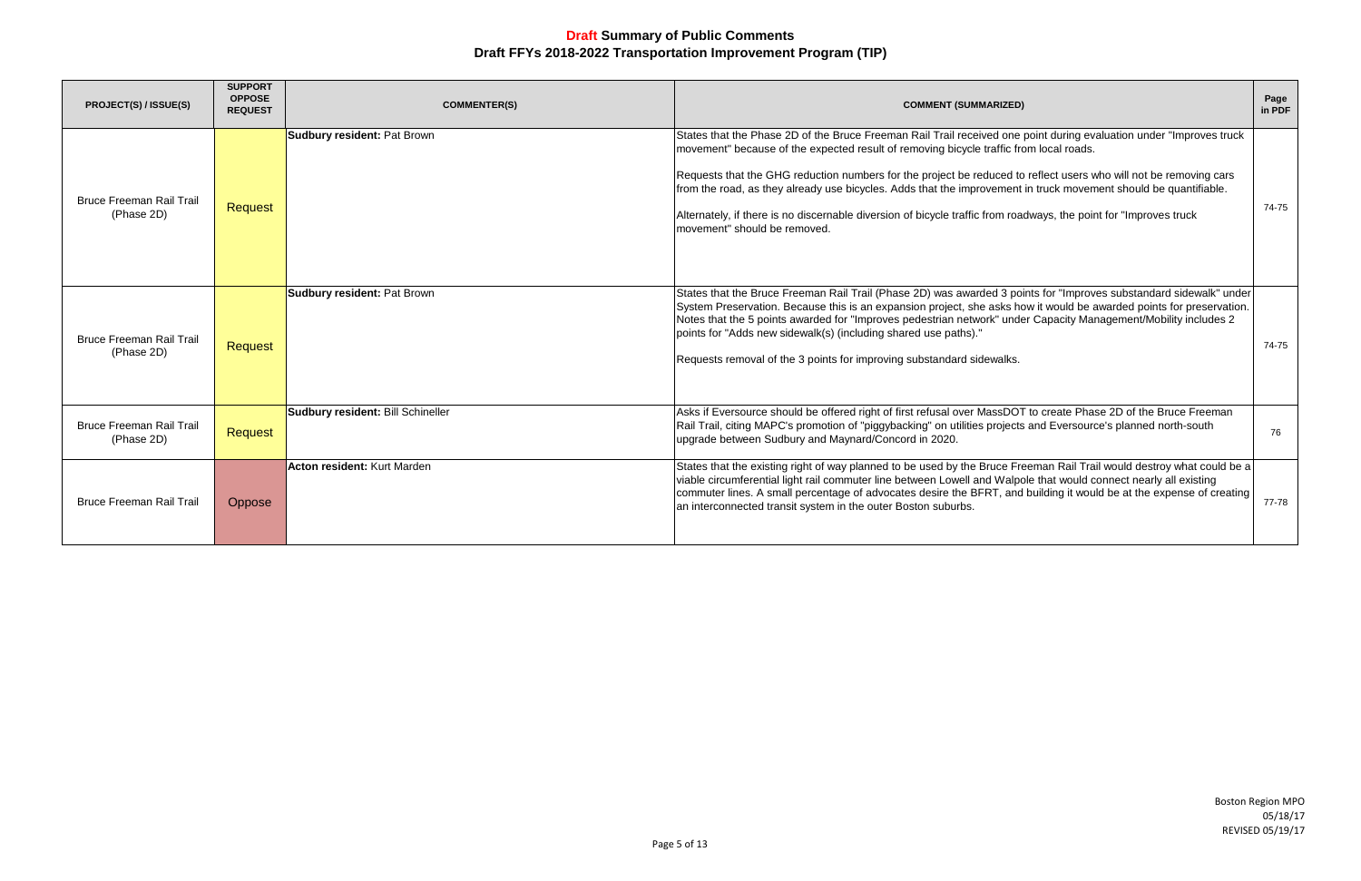# Draft Summary of Public Comments

## Draft FFYs 2018-2022 Transportation Improvement Program (TIP)

| PROJECT(S) / ISSUE(S) | SUPPORT OPPOSE REQUEST | COMMENTER(S) | COMMENT (SUMMARIZED) | Page in PDF |
|---|---|---|---|---|
| Bruce Freeman Rail Trail (Phase 2D) | Request | **Sudbury resident:** Pat Brown | States that the Phase 2D of the Bruce Freeman Rail Trail received one point during evaluation under "Improves truck movement" because of the expected result of removing bicycle traffic from local roads.<br><br>Requests that the GHG reduction numbers for the project be reduced to reflect users who will not be removing cars from the road, as they already use bicycles. Adds that the improvement in truck movement should be quantifiable.<br><br>Alternately, if there is no discernable diversion of bicycle traffic from roadways, the point for "Improves truck movement" should be removed. | 74-75 |
| Bruce Freeman Rail Trail (Phase 2D) | Request | **Sudbury resident:** Pat Brown | States that the Bruce Freeman Rail Trail (Phase 2D) was awarded 3 points for "Improves substandard sidewalk" under System Preservation. Because this is an expansion project, she asks how it would be awarded points for preservation. Notes that the 5 points awarded for "Improves pedestrian network" under Capacity Management/Mobility includes 2 points for "Adds new sidewalk(s) (including shared use paths)."<br><br>Requests removal of the 3 points for improving substandard sidewalks. | 74-75 |
| Bruce Freeman Rail Trail (Phase 2D) | Request | **Sudbury resident:** Bill Schineller | Asks if Eversource should be offered right of first refusal over MassDOT to create Phase 2D of the Bruce Freeman Rail Trail, citing MAPC's promotion of "piggybacking" on utilities projects and Eversource's planned north-south upgrade between Sudbury and Maynard/Concord in 2020. | 76 |
| Bruce Freeman Rail Trail | Oppose | **Acton resident:** Kurt Marden | States that the existing right of way planned to be used by the Bruce Freeman Rail Trail would destroy what could be a viable circumferential light rail commuter line between Lowell and Walpole that would connect nearly all existing commuter lines. A small percentage of advocates desire the BFRT, and building it would be at the expense of creating an interconnected transit system in the outer Boston suburbs. | 77-78 |

Boston Region MPO
05/18/17
REVISED 05/19/17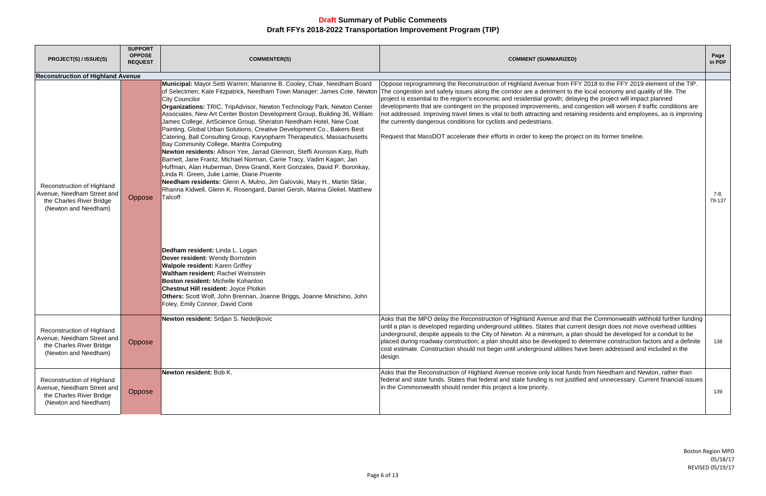# **Draft** Summary of Public Comments
## Draft FFYs 2018-2022 Transportation Improvement Program (TIP)

| PROJECT(S) / ISSUE(S) | SUPPORT OPPOSE REQUEST | COMMENTER(S) | COMMENT (SUMMARIZED) | Page in PDF |
|---|---|---|---|---|
| **Reconstruction of Highland Avenue** | | | | |
| Reconstruction of Highland Avenue, Needham Street and the Charles River Bridge (Newton and Needham) | Oppose | **Municipal:** Mayor Setti Warren; Marianne B. Cooley, Chair, Needham Board of Selectmen; Kate Fitzpatrick, Needham Town Manager; James Cote, Newton City Councilor<br>**Organizations:** TRIC, TripAdvisor, Newton Technology Park, Newton Center Associates, New Art Center Boston Development Group, Building 36, William James College, ArtScience Group, Sheraton Needham Hotel, New Coat Painting, Global Urban Solutions, Creative Development Co., Bakers Best Catering, Ball Consulting Group, Karyopharm Therapeutics, Massachusetts Bay Community College, Mantra Computing<br>**Newton residents:** Allison Yee, Jarrad Glennon, Steffi Aronson Karp, Ruth Barnett, Jane Frantz, Michael Norman, Carrie Tracy, Vadim Kagan, Jan Huffman, Alan Huberman, Drew Grandi, Kent Gonzales, David P. Boronkay, Linda R. Green, Julie Lamie, Diane Pruente<br>**Needham residents:** Glenn A. Mulno, Jim Galovski, Mary H., Martin Sklar, Rhanna Kidwell, Glenn K. Rosengard, Daniel Gersh, Marina Glekel, Matthew Talcoff<br>**Dedham resident:** Linda L. Logan<br>**Dover resident:** Wendy Bornstein<br>**Walpole resident:** Karen Griffey<br>**Waltham resident:** Rachel Weinstein<br>**Boston resident:** Michelle Kohanloo<br>**Chestnut Hill resident:** Joyce Plotkin<br>**Others:** Scott Wolf, John Brennan, Joanne Briggs, Joanne Minichino, John Foley, Emily Connor, David Conti | Oppose reprogramming the Reconstruction of Highland Avenue from FFY 2018 to the FFY 2019 element of the TIP. The congestion and safety issues along the corridor are a detriment to the local economy and quality of life. The project is essential to the region's economic and residential growth; delaying the project will impact planned developments that are contingent on the proposed improvements, and congestion will worsen if traffic conditions are not addressed. Improving travel times is vital to both attracting and retaining residents and employees, as is improving the currently dangerous conditions for cyclists and pedestrians.<br><br>Request that MassDOT accelerate their efforts in order to keep the project on its former timeline. | 7-8, 79-137 |
| Reconstruction of Highland Avenue, Needham Street and the Charles River Bridge (Newton and Needham) | Oppose | **Newton resident:** Srdjan S. Nedeljkovic | Asks that the MPO delay the Reconstruction of Highland Avenue and that the Commonwealth withhold further funding until a plan is developed regarding underground utilities. States that current design does not move overhead utilities underground, despite appeals to the City of Newton. At a minimum, a plan should be developed for a conduit to be placed during roadway construction; a plan should also be developed to determine construction factors and a definite cost estimate. Construction should not begin until underground utilities have been addressed and included in the design. | 138 |
| Reconstruction of Highland Avenue, Needham Street and the Charles River Bridge (Newton and Needham) | Oppose | **Newton resident:** Bob K. | Asks that the Reconstruction of Highland Avenue receive only local funds from Needham and Newton, rather than federal and state funds. States that federal and state funding is not justified and unnecessary. Current financial issues in the Commonwealth should render this project a low priority. | 139 |

Boston Region MPO
05/18/17
REVISED 05/19/17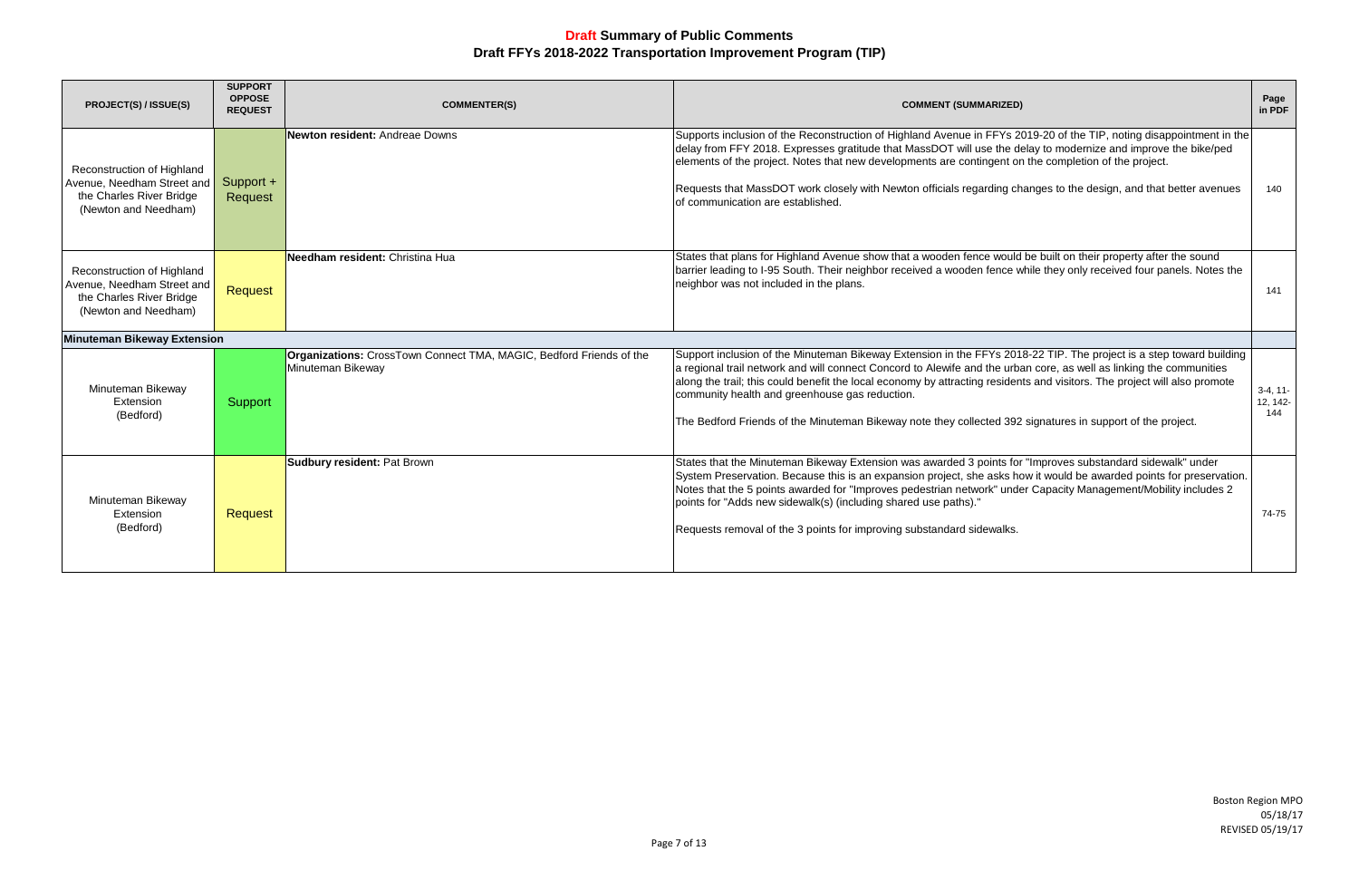# Draft Summary of Public Comments
## Draft FFYs 2018-2022 Transportation Improvement Program (TIP)

| PROJECT(S) / ISSUE(S) | SUPPORT OPPOSE REQUEST | COMMENTER(S) | COMMENT (SUMMARIZED) | Page in PDF |
|---|---|---|---|---|
| Reconstruction of Highland Avenue, Needham Street and the Charles River Bridge (Newton and Needham) | Support + Request | **Newton resident:** Andreae Downs | Supports inclusion of the Reconstruction of Highland Avenue in FFYs 2019-20 of the TIP, noting disappointment in the delay from FFY 2018. Expresses gratitude that MassDOT will use the delay to modernize and improve the bike/ped elements of the project. Notes that new developments are contingent on the completion of the project.<br><br>Requests that MassDOT work closely with Newton officials regarding changes to the design, and that better avenues of communication are established. | 140 |
| Reconstruction of Highland Avenue, Needham Street and the Charles River Bridge (Newton and Needham) | Request | **Needham resident:** Christina Hua | States that plans for Highland Avenue show that a wooden fence would be built on their property after the sound barrier leading to I-95 South. Their neighbor received a wooden fence while they only received four panels. Notes the neighbor was not included in the plans. | 141 |
| **Minuteman Bikeway Extension** | | | | |
| Minuteman Bikeway Extension (Bedford) | Support | **Organizations:** CrossTown Connect TMA, MAGIC, Bedford Friends of the Minuteman Bikeway | Support inclusion of the Minuteman Bikeway Extension in the FFYs 2018-22 TIP. The project is a step toward building a regional trail network and will connect Concord to Alewife and the urban core, as well as linking the communities along the trail; this could benefit the local economy by attracting residents and visitors. The project will also promote community health and greenhouse gas reduction.<br><br>The Bedford Friends of the Minuteman Bikeway note they collected 392 signatures in support of the project. | 3-4, 11-12, 142-144 |
| Minuteman Bikeway Extension (Bedford) | Request | **Sudbury resident:** Pat Brown | States that the Minuteman Bikeway Extension was awarded 3 points for "Improves substandard sidewalk" under System Preservation. Because this is an expansion project, she asks how it would be awarded points for preservation. Notes that the 5 points awarded for "Improves pedestrian network" under Capacity Management/Mobility includes 2 points for "Adds new sidewalk(s) (including shared use paths)."<br><br>Requests removal of the 3 points for improving substandard sidewalks. | 74-75 |

Boston Region MPO
05/18/17
REVISED 05/19/17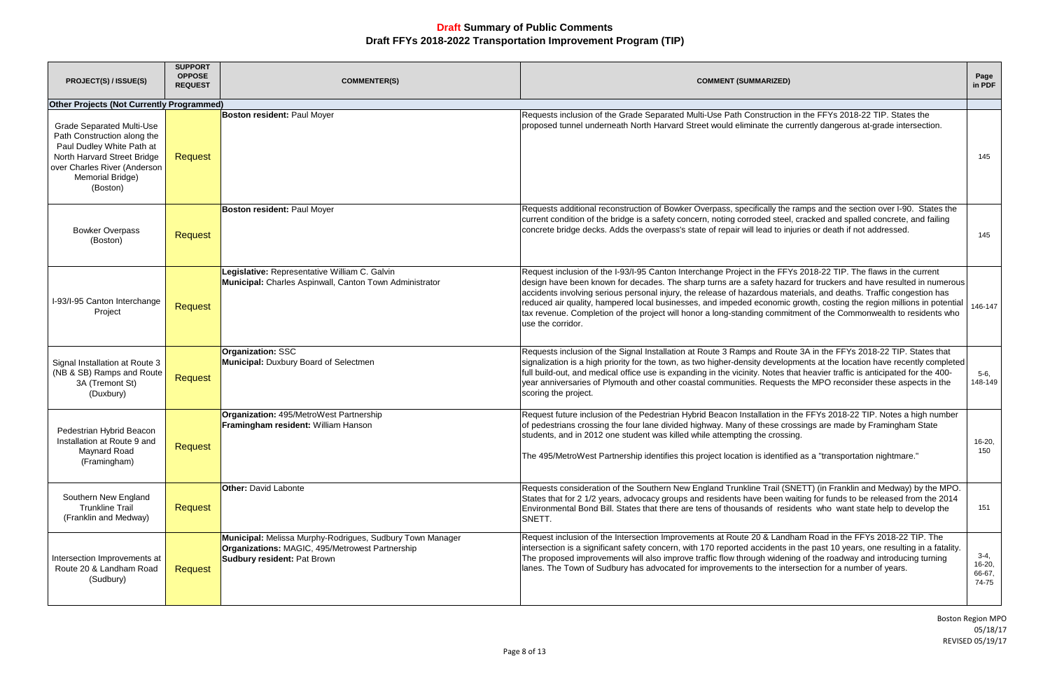# Draft Summary of Public Comments
# Draft FFYs 2018-2022 Transportation Improvement Program (TIP)

| PROJECT(S) / ISSUE(S) | SUPPORT OPPOSE REQUEST | COMMENTER(S) | COMMENT (SUMMARIZED) | Page in PDF |
|---|---|---|---|---|
| **Other Projects (Not Currently Programmed)** | | | | |
| Grade Separated Multi-Use Path Construction along the Paul Dudley White Path at North Harvard Street Bridge over Charles River (Anderson Memorial Bridge) (Boston) | Request | **Boston resident:** Paul Moyer | Requests inclusion of the Grade Separated Multi-Use Path Construction in the FFYs 2018-22 TIP. States the proposed tunnel underneath North Harvard Street would eliminate the currently dangerous at-grade intersection. | 145 |
| Bowker Overpass (Boston) | Request | **Boston resident:** Paul Moyer | Requests additional reconstruction of Bowker Overpass, specifically the ramps and the section over I-90. States the current condition of the bridge is a safety concern, noting corroded steel, cracked and spalled concrete, and failing concrete bridge decks. Adds the overpass's state of repair will lead to injuries or death if not addressed. | 145 |
| I-93/I-95 Canton Interchange Project | Request | **Legislative:** Representative William C. Galvin<br>**Municipal:** Charles Aspinwall, Canton Town Administrator | Request inclusion of the I-93/I-95 Canton Interchange Project in the FFYs 2018-22 TIP. The flaws in the current design have been known for decades. The sharp turns are a safety hazard for truckers and have resulted in numerous accidents involving serious personal injury, the release of hazardous materials, and deaths. Traffic congestion has reduced air quality, hampered local businesses, and impeded economic growth, costing the region millions in potential tax revenue. Completion of the project will honor a long-standing commitment of the Commonwealth to residents who use the corridor. | 146-147 |
| Signal Installation at Route 3 (NB & SB) Ramps and Route 3A (Tremont St) (Duxbury) | Request | **Organization:** SSC<br>**Municipal:** Duxbury Board of Selectmen | Requests inclusion of the Signal Installation at Route 3 Ramps and Route 3A in the FFYs 2018-22 TIP. States that signalization is a high priority for the town, as two higher-density developments at the location have recently completed full build-out, and medical office use is expanding in the vicinity. Notes that heavier traffic is anticipated for the 400-year anniversaries of Plymouth and other coastal communities. Requests the MPO reconsider these aspects in the scoring the project. | 5-6, 148-149 |
| Pedestrian Hybrid Beacon Installation at Route 9 and Maynard Road (Framingham) | Request | **Organization:** 495/MetroWest Partnership<br>**Framingham resident:** William Hanson | Request future inclusion of the Pedestrian Hybrid Beacon Installation in the FFYs 2018-22 TIP. Notes a high number of pedestrians crossing the four lane divided highway. Many of these crossings are made by Framingham State students, and in 2012 one student was killed while attempting the crossing.<br><br>The 495/MetroWest Partnership identifies this project location is identified as a "transportation nightmare." | 16-20, 150 |
| Southern New England Trunkline Trail (Franklin and Medway) | Request | **Other:** David Labonte | Requests consideration of the Southern New England Trunkline Trail (SNETT) (in Franklin and Medway) by the MPO. States that for 2 1/2 years, advocacy groups and residents have been waiting for funds to be released from the 2014 Environmental Bond Bill. States that there are tens of thousands of residents who want state help to develop the SNETT. | 151 |
| Intersection Improvements at Route 20 & Landham Road (Sudbury) | Request | **Municipal:** Melissa Murphy-Rodrigues, Sudbury Town Manager<br>**Organizations:** MAGIC, 495/Metrowest Partnership<br>**Sudbury resident:** Pat Brown | Request inclusion of the Intersection Improvements at Route 20 & Landham Road in the FFYs 2018-22 TIP. The intersection is a significant safety concern, with 170 reported accidents in the past 10 years, one resulting in a fatality. The proposed improvements will also improve traffic flow through widening of the roadway and introducing turning lanes. The Town of Sudbury has advocated for improvements to the intersection for a number of years. | 3-4, 16-20, 66-67, 74-75 |

Boston Region MPO
05/18/17
REVISED 05/19/17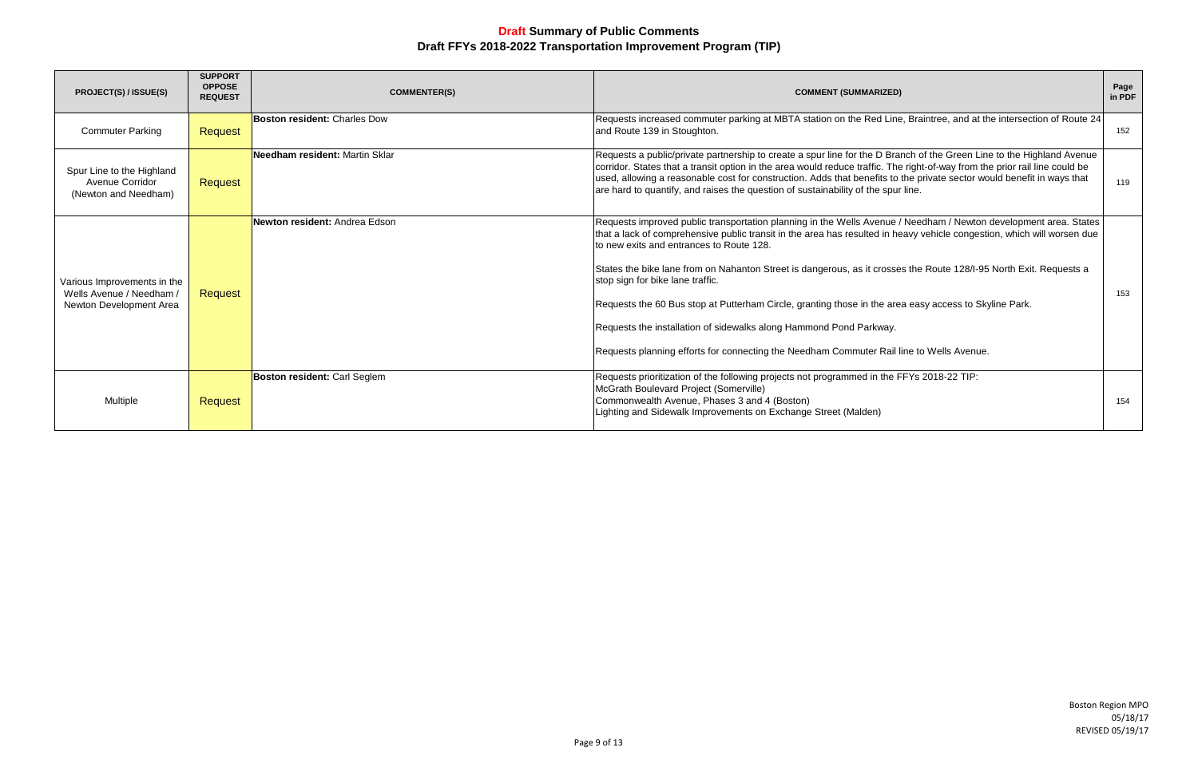# Draft Summary of Public Comments
## Draft FFYs 2018-2022 Transportation Improvement Program (TIP)

| PROJECT(S) / ISSUE(S) | SUPPORT OPPOSE REQUEST | COMMENTER(S) | COMMENT (SUMMARIZED) | Page in PDF |
|---|---|---|---|---|
| Commuter Parking | Request | **Boston resident:** Charles Dow | Requests increased commuter parking at MBTA station on the Red Line, Braintree, and at the intersection of Route 24 and Route 139 in Stoughton. | 152 |
| Spur Line to the Highland Avenue Corridor (Newton and Needham) | Request | **Needham resident:** Martin Sklar | Requests a public/private partnership to create a spur line for the D Branch of the Green Line to the Highland Avenue corridor. States that a transit option in the area would reduce traffic. The right-of-way from the prior rail line could be used, allowing a reasonable cost for construction. Adds that benefits to the private sector would benefit in ways that are hard to quantify, and raises the question of sustainability of the spur line. | 119 |
| Various Improvements in the Wells Avenue / Needham / Newton Development Area | Request | **Newton resident:** Andrea Edson | Requests improved public transportation planning in the Wells Avenue / Needham / Newton development area. States that a lack of comprehensive public transit in the area has resulted in heavy vehicle congestion, which will worsen due to new exits and entrances to Route 128.<br><br>States the bike lane from on Nahanton Street is dangerous, as it crosses the Route 128/I-95 North Exit. Requests a stop sign for bike lane traffic.<br><br>Requests the 60 Bus stop at Putterham Circle, granting those in the area easy access to Skyline Park.<br><br>Requests the installation of sidewalks along Hammond Pond Parkway.<br><br>Requests planning efforts for connecting the Needham Commuter Rail line to Wells Avenue. | 153 |
| Multiple | Request | **Boston resident:** Carl Seglem | Requests prioritization of the following projects not programmed in the FFYs 2018-22 TIP:<br>McGrath Boulevard Project (Somerville)<br>Commonwealth Avenue, Phases 3 and 4 (Boston)<br>Lighting and Sidewalk Improvements on Exchange Street (Malden) | 154 |

Boston Region MPO
05/18/17
REVISED 05/19/17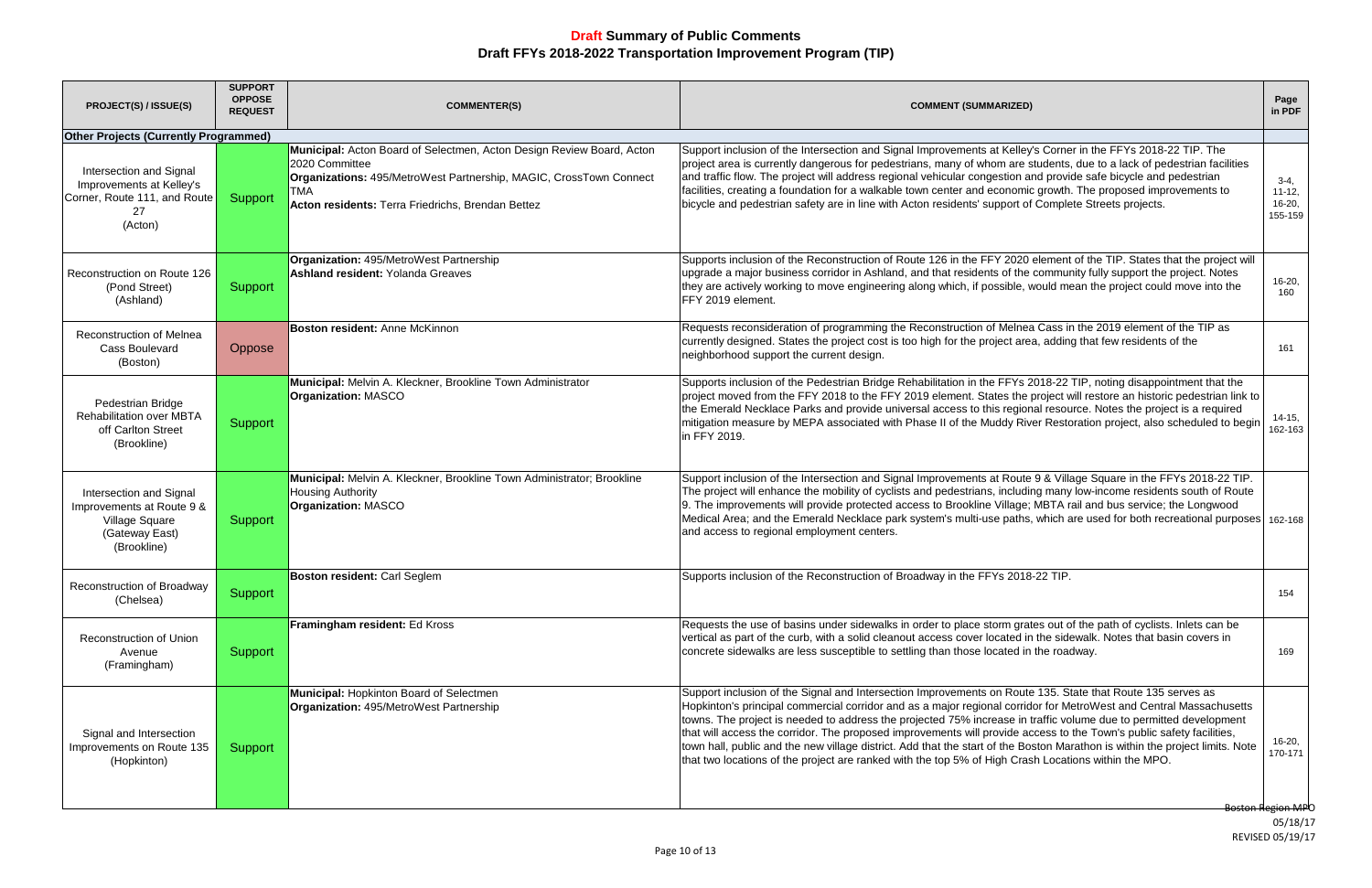# Draft Summary of Public Comments

## Draft FFYs 2018-2022 Transportation Improvement Program (TIP)

| PROJECT(S) / ISSUE(S) | SUPPORT OPPOSE REQUEST | COMMENTER(S) | COMMENT (SUMMARIZED) | Page in PDF |
|---|---|---|---|---|
| **Other Projects (Currently Programmed)** | | | | |
| Intersection and Signal Improvements at Kelley's Corner, Route 111, and Route 27 (Acton) | Support | **Municipal:** Acton Board of Selectmen, Acton Design Review Board, Acton 2020 Committee<br>**Organizations:** 495/MetroWest Partnership, MAGIC, CrossTown Connect TMA<br>**Acton residents:** Terra Friedrichs, Brendan Bettez | Support inclusion of the Intersection and Signal Improvements at Kelley's Corner in the FFYs 2018-22 TIP. The project area is currently dangerous for pedestrians, many of whom are students, due to a lack of pedestrian facilities and traffic flow. The project will address regional vehicular congestion and provide safe bicycle and pedestrian facilities, creating a foundation for a walkable town center and economic growth. The proposed improvements to bicycle and pedestrian safety are in line with Acton residents' support of Complete Streets projects. | 3-4, 11-12, 16-20, 155-159 |
| Reconstruction on Route 126 (Pond Street) (Ashland) | Support | **Organization:** 495/MetroWest Partnership<br>**Ashland resident:** Yolanda Greaves | Supports inclusion of the Reconstruction of Route 126 in the FFY 2020 element of the TIP. States that the project will upgrade a major business corridor in Ashland, and that residents of the community fully support the project. Notes they are actively working to move engineering along which, if possible, would mean the project could move into the FFY 2019 element. | 16-20, 160 |
| Reconstruction of Melnea Cass Boulevard (Boston) | Oppose | **Boston resident:** Anne McKinnon | Requests reconsideration of programming the Reconstruction of Melnea Cass in the 2019 element of the TIP as currently designed. States the project cost is too high for the project area, adding that few residents of the neighborhood support the current design. | 161 |
| Pedestrian Bridge Rehabilitation over MBTA off Carlton Street (Brookline) | Support | **Municipal:** Melvin A. Kleckner, Brookline Town Administrator<br>**Organization:** MASCO | Supports inclusion of the Pedestrian Bridge Rehabilitation in the FFYs 2018-22 TIP, noting disappointment that the project moved from the FFY 2018 to the FFY 2019 element. States the project will restore an historic pedestrian link to the Emerald Necklace Parks and provide universal access to this regional resource. Notes the project is a required mitigation measure by MEPA associated with Phase II of the Muddy River Restoration project, also scheduled to begin in FFY 2019. | 14-15, 162-163 |
| Intersection and Signal Improvements at Route 9 & Village Square (Gateway East) (Brookline) | Support | **Municipal:** Melvin A. Kleckner, Brookline Town Administrator; Brookline Housing Authority<br>**Organization:** MASCO | Support inclusion of the Intersection and Signal Improvements at Route 9 & Village Square in the FFYs 2018-22 TIP. The project will enhance the mobility of cyclists and pedestrians, including many low-income residents south of Route 9. The improvements will provide protected access to Brookline Village; MBTA rail and bus service; the Longwood Medical Area; and the Emerald Necklace park system's multi-use paths, which are used for both recreational purposes and access to regional employment centers. | 162-168 |
| Reconstruction of Broadway (Chelsea) | Support | **Boston resident:** Carl Seglem | Supports inclusion of the Reconstruction of Broadway in the FFYs 2018-22 TIP. | 154 |
| Reconstruction of Union Avenue (Framingham) | Support | **Framingham resident:** Ed Kross | Requests the use of basins under sidewalks in order to place storm grates out of the path of cyclists. Inlets can be vertical as part of the curb, with a solid cleanout access cover located in the sidewalk. Notes that basin covers in concrete sidewalks are less susceptible to settling than those located in the roadway. | 169 |
| Signal and Intersection Improvements on Route 135 (Hopkinton) | Support | **Municipal:** Hopkinton Board of Selectmen<br>**Organization:** 495/MetroWest Partnership | Support inclusion of the Signal and Intersection Improvements on Route 135. State that Route 135 serves as Hopkinton's principal commercial corridor and as a major regional corridor for MetroWest and Central Massachusetts towns. The project is needed to address the projected 75% increase in traffic volume due to permitted development that will access the corridor. The proposed improvements will provide access to the Town's public safety facilities, town hall, public and the new village district. Add that the start of the Boston Marathon is within the project limits. Note that two locations of the project are ranked with the top 5% of High Crash Locations within the MPO. | 16-20, 170-171 |

Boston Region MPO
05/18/17
REVISED 05/19/17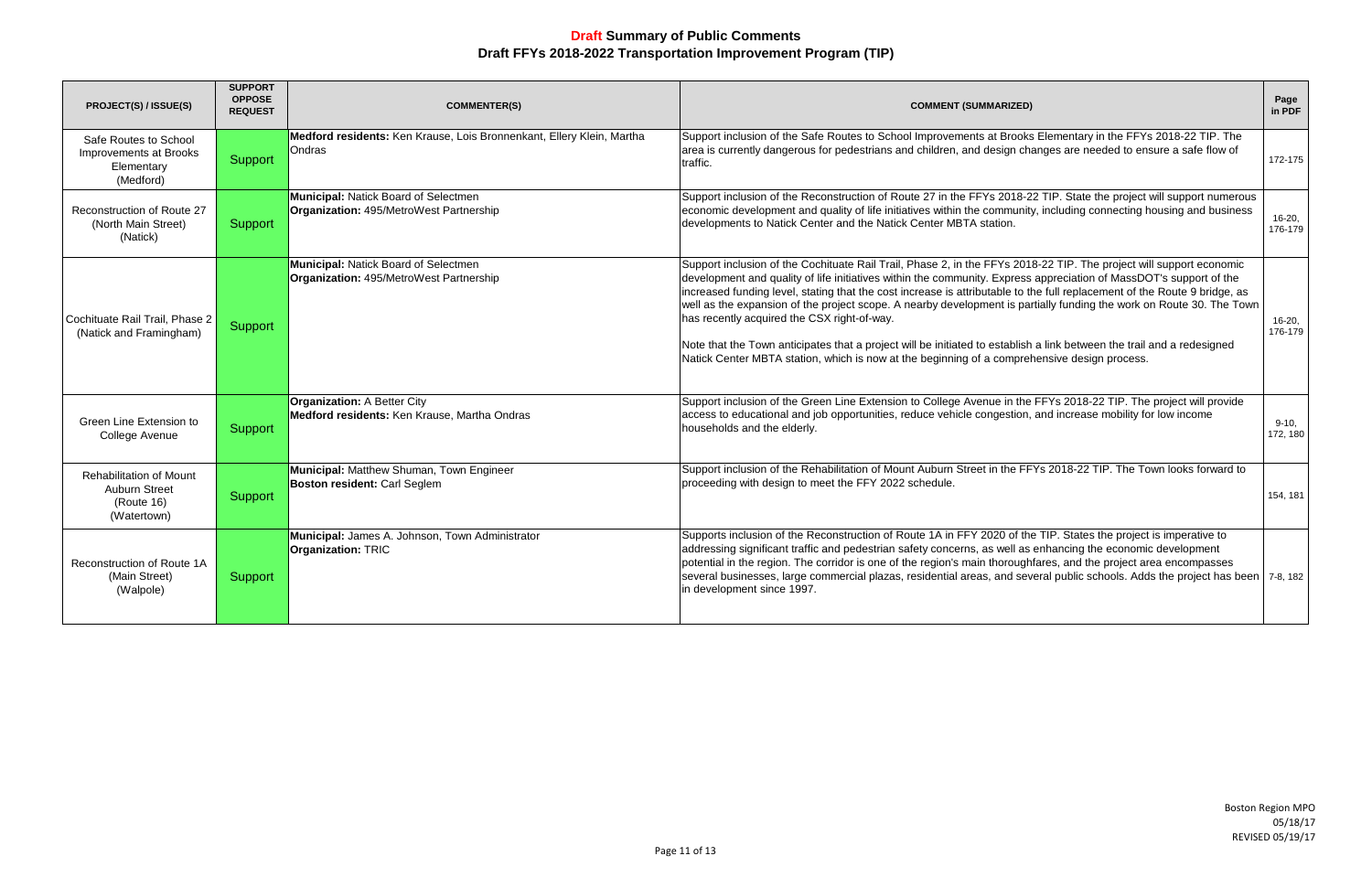# Draft Summary of Public Comments
## Draft FFYs 2018-2022 Transportation Improvement Program (TIP)

| PROJECT(S) / ISSUE(S) | SUPPORT OPPOSE REQUEST | COMMENTER(S) | COMMENT (SUMMARIZED) | Page in PDF |
|---|---|---|---|---|
| Safe Routes to School Improvements at Brooks Elementary (Medford) | Support | **Medford residents:** Ken Krause, Lois Bronnenkant, Ellery Klein, Martha Ondras | Support inclusion of the Safe Routes to School Improvements at Brooks Elementary in the FFYs 2018-22 TIP. The area is currently dangerous for pedestrians and children, and design changes are needed to ensure a safe flow of traffic. | 172-175 |
| Reconstruction of Route 27 (North Main Street) (Natick) | Support | **Municipal:** Natick Board of Selectmen<br>**Organization:** 495/MetroWest Partnership | Support inclusion of the Reconstruction of Route 27 in the FFYs 2018-22 TIP. State the project will support numerous economic development and quality of life initiatives within the community, including connecting housing and business developments to Natick Center and the Natick Center MBTA station. | 16-20, 176-179 |
| Cochituate Rail Trail, Phase 2 (Natick and Framingham) | Support | **Municipal:** Natick Board of Selectmen<br>**Organization:** 495/MetroWest Partnership | Support inclusion of the Cochituate Rail Trail, Phase 2, in the FFYs 2018-22 TIP. The project will support economic development and quality of life initiatives within the community. Express appreciation of MassDOT's support of the increased funding level, stating that the cost increase is attributable to the full replacement of the Route 9 bridge, as well as the expansion of the project scope. A nearby development is partially funding the work on Route 30. The Town has recently acquired the CSX right-of-way.<br><br>Note that the Town anticipates that a project will be initiated to establish a link between the trail and a redesigned Natick Center MBTA station, which is now at the beginning of a comprehensive design process. | 16-20, 176-179 |
| Green Line Extension to College Avenue | Support | **Organization:** A Better City<br>**Medford residents:** Ken Krause, Martha Ondras | Support inclusion of the Green Line Extension to College Avenue in the FFYs 2018-22 TIP. The project will provide access to educational and job opportunities, reduce vehicle congestion, and increase mobility for low income households and the elderly. | 9-10, 172, 180 |
| Rehabilitation of Mount Auburn Street (Route 16) (Watertown) | Support | **Municipal:** Matthew Shuman, Town Engineer<br>**Boston resident:** Carl Seglem | Support inclusion of the Rehabilitation of Mount Auburn Street in the FFYs 2018-22 TIP. The Town looks forward to proceeding with design to meet the FFY 2022 schedule. | 154, 181 |
| Reconstruction of Route 1A (Main Street) (Walpole) | Support | **Municipal:** James A. Johnson, Town Administrator<br>**Organization:** TRIC | Supports inclusion of the Reconstruction of Route 1A in FFY 2020 of the TIP. States the project is imperative to addressing significant traffic and pedestrian safety concerns, as well as enhancing the economic development potential in the region. The corridor is one of the region's main thoroughfares, and the project area encompasses several businesses, large commercial plazas, residential areas, and several public schools. Adds the project has been in development since 1997. | 7-8, 182 |

Boston Region MPO
05/18/17
REVISED 05/19/17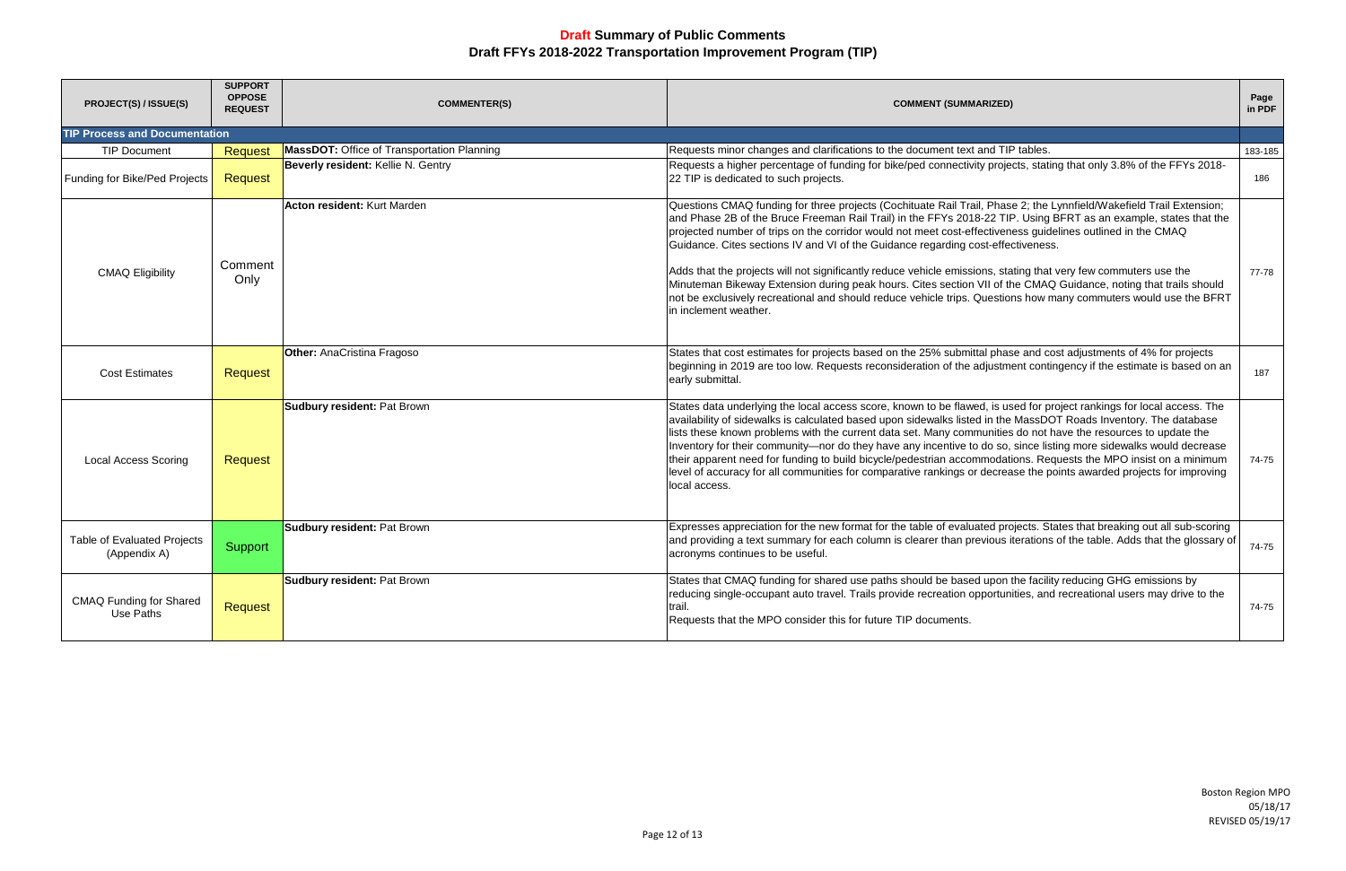# Draft Summary of Public Comments
## Draft FFYs 2018-2022 Transportation Improvement Program (TIP)

| PROJECT(S) / ISSUE(S) | SUPPORT OPPOSE REQUEST | COMMENTER(S) | COMMENT (SUMMARIZED) | Page in PDF |
|---|---|---|---|---|
| **TIP Process and Documentation** | | | | |
| TIP Document | Request | **MassDOT:** Office of Transportation Planning | Requests minor changes and clarifications to the document text and TIP tables. | 183-185 |
| Funding for Bike/Ped Projects | Request | **Beverly resident:** Kellie N. Gentry | Requests a higher percentage of funding for bike/ped connectivity projects, stating that only 3.8% of the FFYs 2018-22 TIP is dedicated to such projects. | 186 |
| CMAQ Eligibility | Comment Only | **Acton resident:** Kurt Marden | Questions CMAQ funding for three projects (Cochituate Rail Trail, Phase 2; the Lynnfield/Wakefield Trail Extension; and Phase 2B of the Bruce Freeman Rail Trail) in the FFYs 2018-22 TIP. Using BFRT as an example, states that the projected number of trips on the corridor would not meet cost-effectiveness guidelines outlined in the CMAQ Guidance. Cites sections IV and VI of the Guidance regarding cost-effectiveness.<br><br>Adds that the projects will not significantly reduce vehicle emissions, stating that very few commuters use the Minuteman Bikeway Extension during peak hours. Cites section VII of the CMAQ Guidance, noting that trails should not be exclusively recreational and should reduce vehicle trips. Questions how many commuters would use the BFRT in inclement weather. | 77-78 |
| Cost Estimates | Request | **Other:** AnaCristina Fragoso | States that cost estimates for projects based on the 25% submittal phase and cost adjustments of 4% for projects beginning in 2019 are too low. Requests reconsideration of the adjustment contingency if the estimate is based on an early submittal. | 187 |
| Local Access Scoring | Request | **Sudbury resident:** Pat Brown | States data underlying the local access score, known to be flawed, is used for project rankings for local access. The availability of sidewalks is calculated based upon sidewalks listed in the MassDOT Roads Inventory. The database lists these known problems with the current data set. Many communities do not have the resources to update the Inventory for their community—nor do they have any incentive to do so, since listing more sidewalks would decrease their apparent need for funding to build bicycle/pedestrian accommodations. Requests the MPO insist on a minimum level of accuracy for all communities for comparative rankings or decrease the points awarded projects for improving local access. | 74-75 |
| Table of Evaluated Projects (Appendix A) | Support | **Sudbury resident:** Pat Brown | Expresses appreciation for the new format for the table of evaluated projects. States that breaking out all sub-scoring and providing a text summary for each column is clearer than previous iterations of the table. Adds that the glossary of acronyms continues to be useful. | 74-75 |
| CMAQ Funding for Shared Use Paths | Request | **Sudbury resident:** Pat Brown | States that CMAQ funding for shared use paths should be based upon the facility reducing GHG emissions by reducing single-occupant auto travel. Trails provide recreation opportunities, and recreational users may drive to the trail.<br>Requests that the MPO consider this for future TIP documents. | 74-75 |

Boston Region MPO
05/18/17
REVISED 05/19/17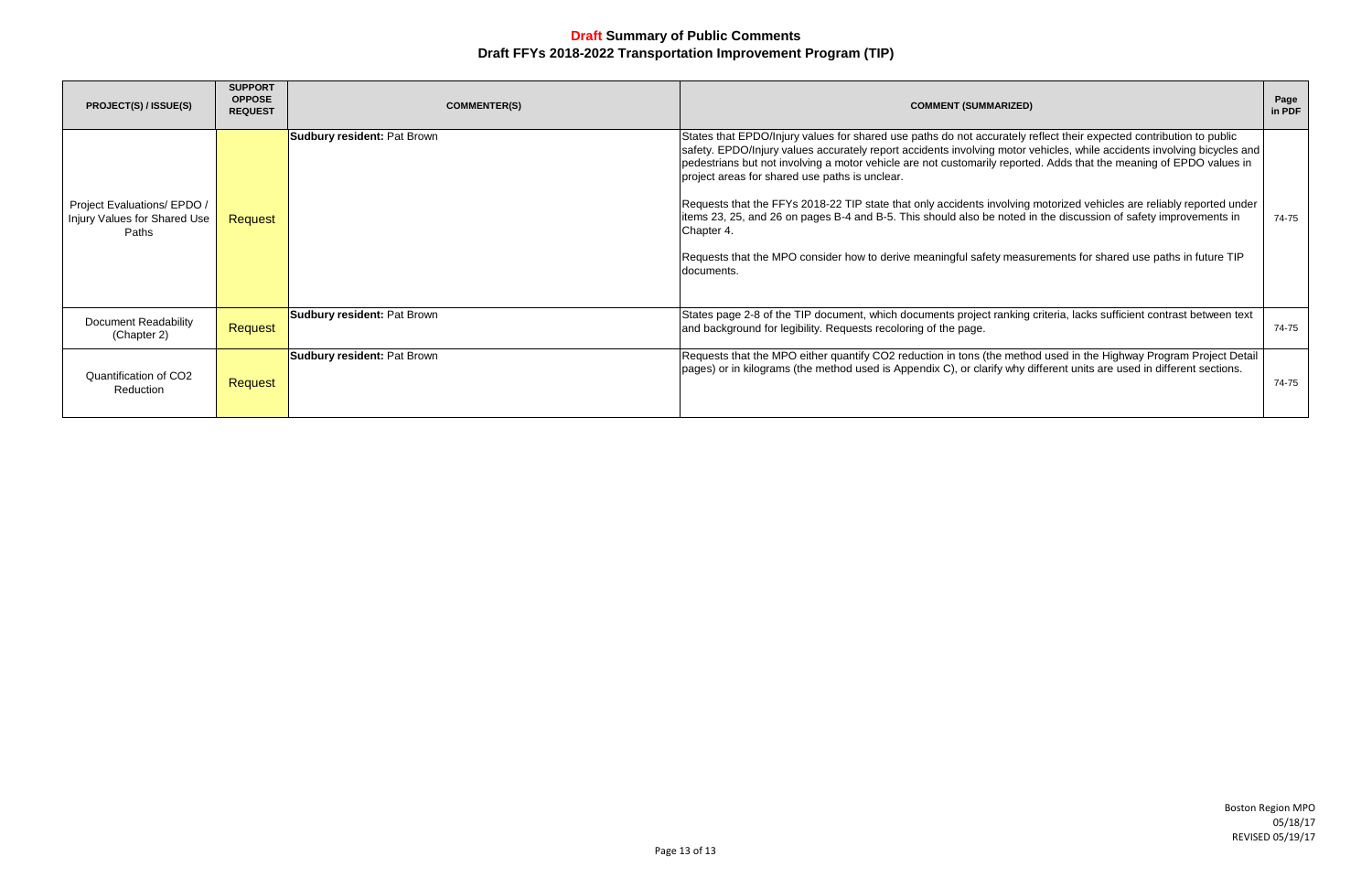# Draft Summary of Public Comments
## Draft FFYs 2018-2022 Transportation Improvement Program (TIP)

| PROJECT(S) / ISSUE(S) | SUPPORT OPPOSE REQUEST | COMMENTER(S) | COMMENT (SUMMARIZED) | Page in PDF |
|---|---|---|---|---|
| Project Evaluations/ EPDO / Injury Values for Shared Use Paths | Request | **Sudbury resident:** Pat Brown | States that EPDO/Injury values for shared use paths do not accurately reflect their expected contribution to public safety. EPDO/Injury values accurately report accidents involving motor vehicles, while accidents involving bicycles and pedestrians but not involving a motor vehicle are not customarily reported. Adds that the meaning of EPDO values in project areas for shared use paths is unclear.<br><br>Requests that the FFYs 2018-22 TIP state that only accidents involving motorized vehicles are reliably reported under items 23, 25, and 26 on pages B-4 and B-5. This should also be noted in the discussion of safety improvements in Chapter 4.<br><br>Requests that the MPO consider how to derive meaningful safety measurements for shared use paths in future TIP documents. | 74-75 |
| Document Readability (Chapter 2) | Request | **Sudbury resident:** Pat Brown | States page 2-8 of the TIP document, which documents project ranking criteria, lacks sufficient contrast between text and background for legibility. Requests recoloring of the page. | 74-75 |
| Quantification of $CO_2$ Reduction | Request | **Sudbury resident:** Pat Brown | Requests that the MPO either quantify $CO_2$ reduction in tons (the method used in the Highway Program Project Detail pages) or in kilograms (the method used is Appendix C), or clarify why different units are used in different sections. | 74-75 |

Boston Region MPO
05/18/17
REVISED 05/19/17